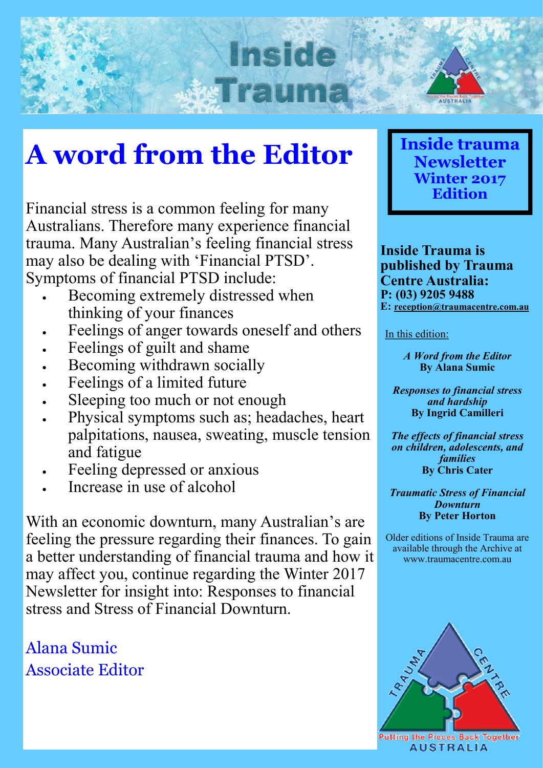# Inside Trauma

## A word from the Editor

Financial stress is a common feeling for many Australians. Therefore many experience financial trauma. Many Australian's feeling financial stress may also be dealing with 'Financial PTSD'. Symptoms of financial PTSD include:

- Becoming extremely distressed when thinking of your finances
- Feelings of anger towards oneself and others
- Feelings of guilt and shame
- Becoming withdrawn socially
- Feelings of a limited future
- Sleeping too much or not enough
- Physical symptoms such as; headaches, heart palpitations, nausea, sweating, muscle tension and fatigue
- Feeling depressed or anxious
- Increase in use of alcohol

With an economic downturn, many Australian's are feeling the pressure regarding their finances. To gain a better understanding of financial trauma and how it may affect you, continue regarding the Winter 2017 Newsletter for insight into: Responses to financial stress and Stress of Financial Downturn.

Alana Sumic
Associate Editor

**Inside trauma Newsletter Winter 2017 Edition**

**Inside Trauma is published by Trauma Centre Australia:**
**P: (03) 9205 9488**
**E: reception@traumacentre.com.au**

In this edition:

*A Word from the Editor*
**By Alana Sumic**

*Responses to financial stress and hardship*
**By Ingrid Camilleri**

*The effects of financial stress on children, adolescents, and families*
**By Chris Cater**

*Traumatic Stress of Financial Downturn*
**By Peter Horton**

Older editions of Inside Trauma are available through the Archive at www.traumacentre.com.au

TRAUMA CENTRE
Putting the Pieces Back Together
AUSTRALIA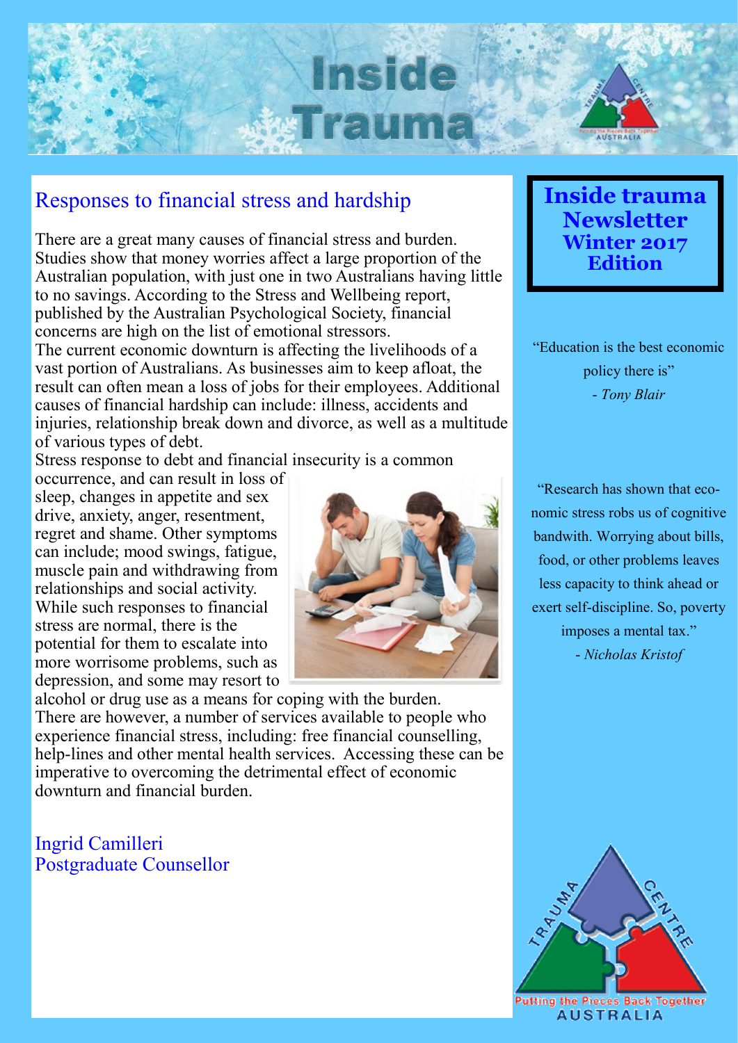# Inside Trauma

## Responses to financial stress and hardship

There are a great many causes of financial stress and burden. Studies show that money worries affect a large proportion of the Australian population, with just one in two Australians having little to no savings. According to the Stress and Wellbeing report, published by the Australian Psychological Society, financial concerns are high on the list of emotional stressors.

The current economic downturn is affecting the livelihoods of a vast portion of Australians. As businesses aim to keep afloat, the result can often mean a loss of jobs for their employees. Additional causes of financial hardship can include: illness, accidents and injuries, relationship break down and divorce, as well as a multitude of various types of debt.

Stress response to debt and financial insecurity is a common occurrence, and can result in loss of sleep, changes in appetite and sex drive, anxiety, anger, resentment, regret and shame. Other symptoms can include; mood swings, fatigue, muscle pain and withdrawing from relationships and social activity. While such responses to financial stress are normal, there is the potential for them to escalate into more worrisome problems, such as depression, and some may resort to alcohol or drug use as a means for coping with the burden.

There are however, a number of services available to people who experience financial stress, including: free financial counselling, help-lines and other mental health services. Accessing these can be imperative to overcoming the detrimental effect of economic downturn and financial burden.

Ingrid Camilleri
Postgraduate Counsellor

**Inside trauma Newsletter Winter 2017 Edition**

"Education is the best economic policy there is"
- *Tony Blair*

"Research has shown that economic stress robs us of cognitive bandwith. Worrying about bills, food, or other problems leaves less capacity to think ahead or exert self-discipline. So, poverty imposes a mental tax."
- *Nicholas Kristof*

Trauma Centre Australia — Putting the Pieces Back Together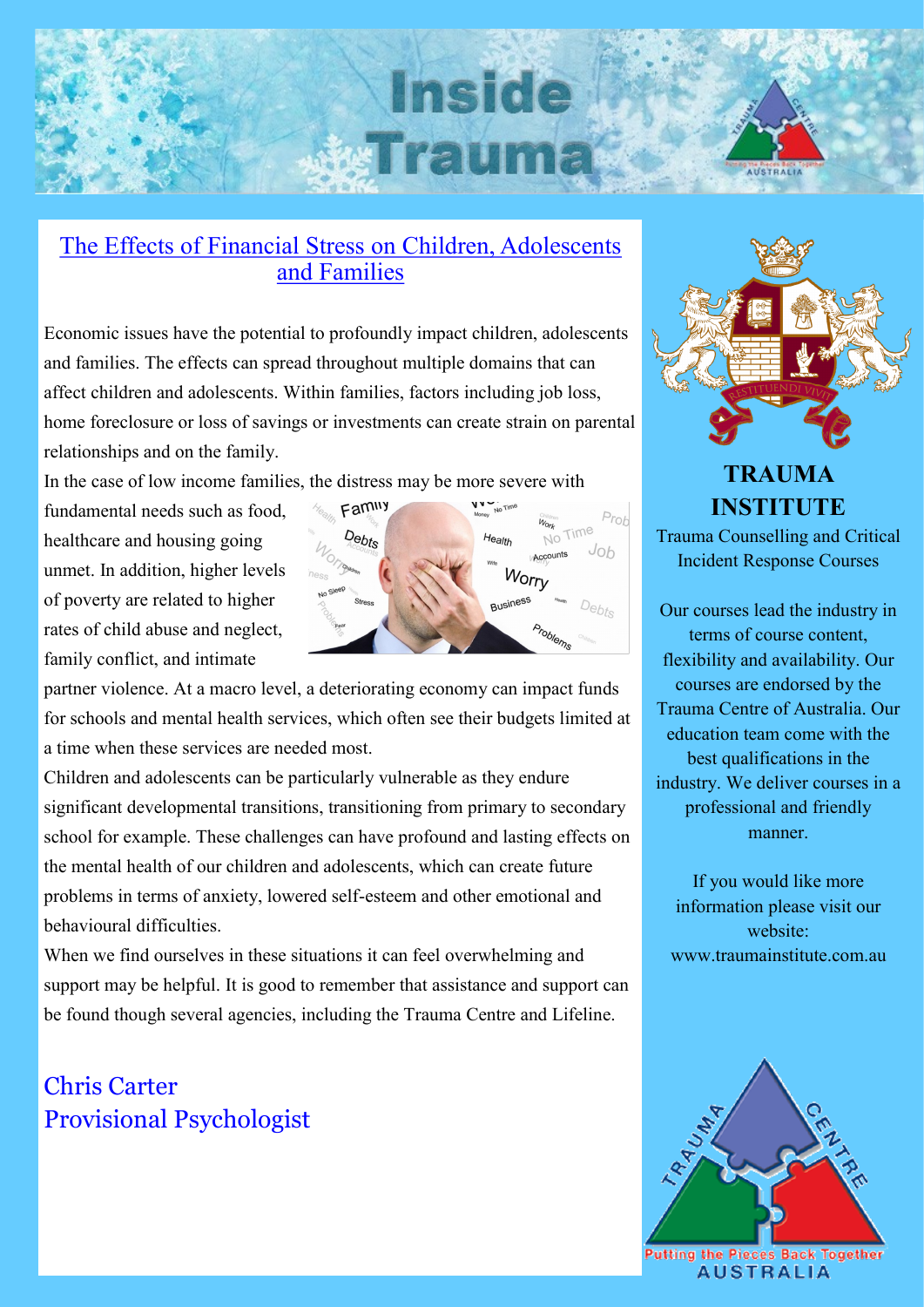# Inside Trauma

## The Effects of Financial Stress on Children, Adolescents and Families

Economic issues have the potential to profoundly impact children, adolescents and families. The effects can spread throughout multiple domains that can affect children and adolescents. Within families, factors including job loss, home foreclosure or loss of savings or investments can create strain on parental relationships and on the family.

In the case of low income families, the distress may be more severe with fundamental needs such as food, healthcare and housing going unmet. In addition, higher levels of poverty are related to higher rates of child abuse and neglect, family conflict, and intimate partner violence. At a macro level, a deteriorating economy can impact funds for schools and mental health services, which often see their budgets limited at a time when these services are needed most.

Children and adolescents can be particularly vulnerable as they endure significant developmental transitions, transitioning from primary to secondary school for example. These challenges can have profound and lasting effects on the mental health of our children and adolescents, which can create future problems in terms of anxiety, lowered self-esteem and other emotional and behavioural difficulties.

When we find ourselves in these situations it can feel overwhelming and support may be helpful. It is good to remember that assistance and support can be found though several agencies, including the Trauma Centre and Lifeline.

Chris Carter
Provisional Psychologist

## TRAUMA INSTITUTE

Trauma Counselling and Critical Incident Response Courses

Our courses lead the industry in terms of course content, flexibility and availability. Our courses are endorsed by the Trauma Centre of Australia. Our education team come with the best qualifications in the industry. We deliver courses in a professional and friendly manner.

If you would like more information please visit our website: www.traumainstitute.com.au

Trauma Centre — Putting the Pieces Back Together — Australia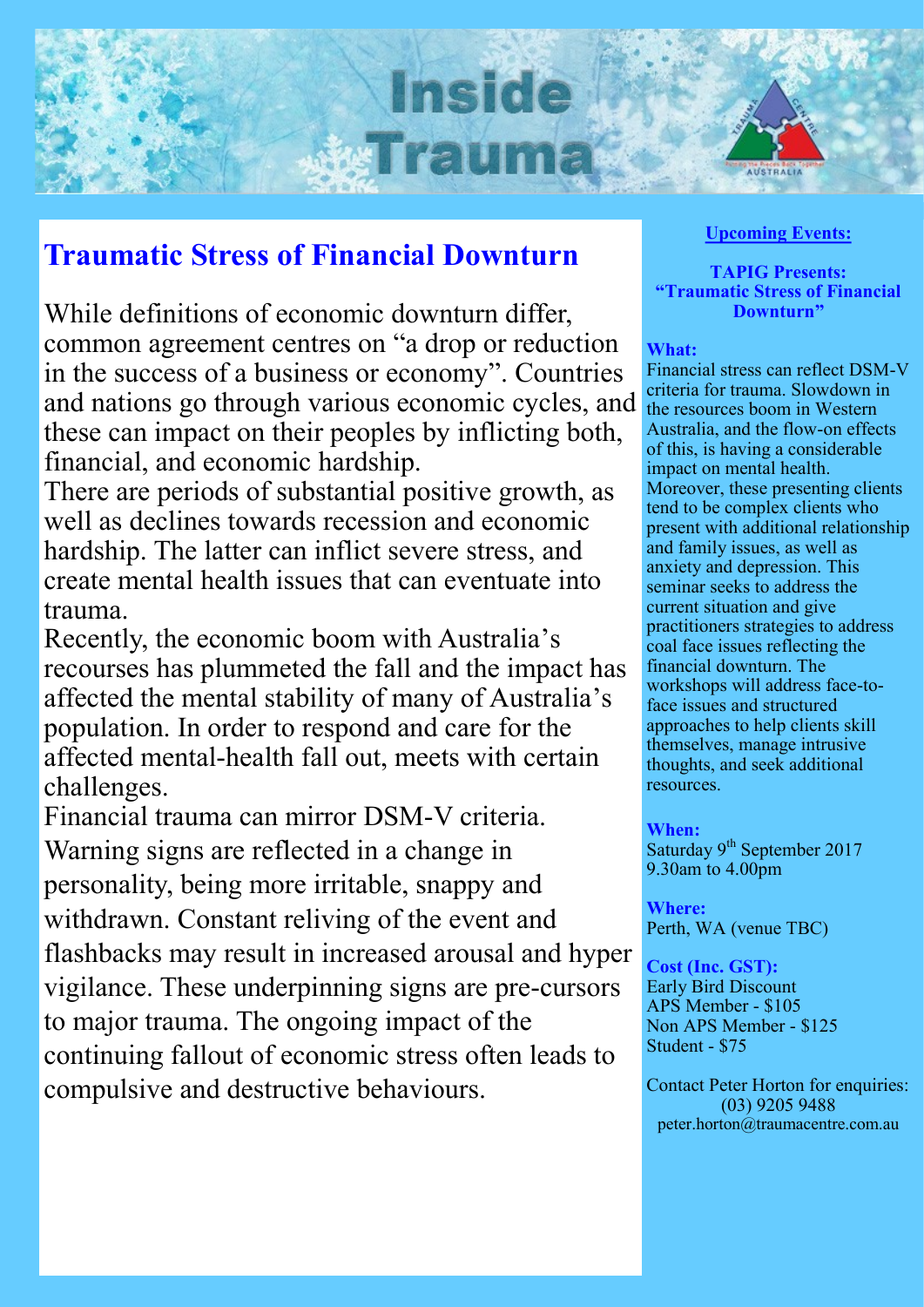# Inside Trauma

## Traumatic Stress of Financial Downturn

While definitions of economic downturn differ, common agreement centres on "a drop or reduction in the success of a business or economy". Countries and nations go through various economic cycles, and these can impact on their peoples by inflicting both, financial, and economic hardship.

There are periods of substantial positive growth, as well as declines towards recession and economic hardship. The latter can inflict severe stress, and create mental health issues that can eventuate into trauma.

Recently, the economic boom with Australia's recourses has plummeted the fall and the impact has affected the mental stability of many of Australia's population. In order to respond and care for the affected mental-health fall out, meets with certain challenges.

Financial trauma can mirror DSM-V criteria. Warning signs are reflected in a change in personality, being more irritable, snappy and withdrawn. Constant reliving of the event and flashbacks may result in increased arousal and hyper vigilance. These underpinning signs are pre-cursors to major trauma. The ongoing impact of the continuing fallout of economic stress often leads to compulsive and destructive behaviours.

**Upcoming Events:**

**TAPIG Presents: "Traumatic Stress of Financial Downturn"**

**What:**
Financial stress can reflect DSM-V criteria for trauma. Slowdown in the resources boom in Western Australia, and the flow-on effects of this, is having a considerable impact on mental health. Moreover, these presenting clients tend to be complex clients who present with additional relationship and family issues, as well as anxiety and depression. This seminar seeks to address the current situation and give practitioners strategies to address coal face issues reflecting the financial downturn. The workshops will address face-to-face issues and structured approaches to help clients skill themselves, manage intrusive thoughts, and seek additional resources.

**When:**
Saturday 9th September 2017
9.30am to 4.00pm

**Where:**
Perth, WA (venue TBC)

**Cost (Inc. GST):**
Early Bird Discount
APS Member - $105
Non APS Member - $125
Student - $75

Contact Peter Horton for enquiries:
(03) 9205 9488
peter.horton@traumacentre.com.au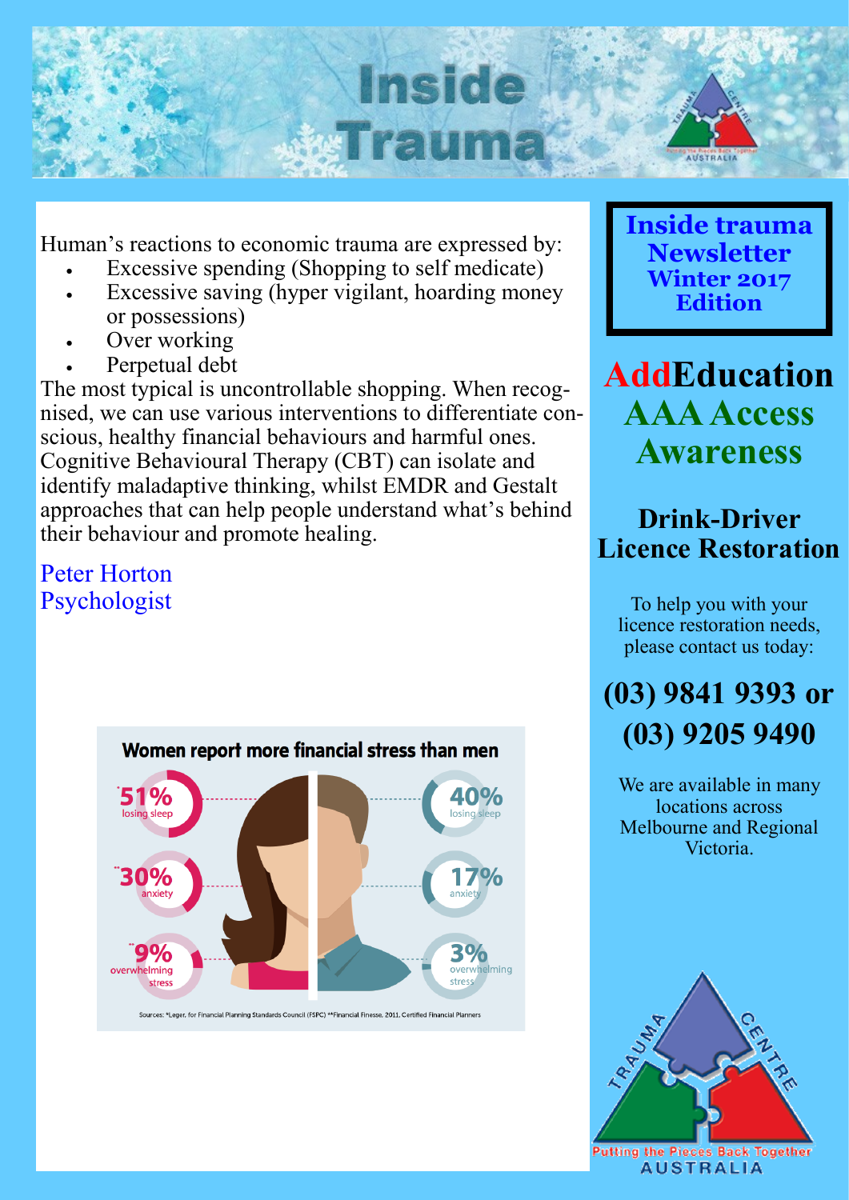# Inside Trauma

Human's reactions to economic trauma are expressed by:

- Excessive spending (Shopping to self medicate)
- Excessive saving (hyper vigilant, hoarding money or possessions)
- Over working
- Perpetual debt

The most typical is uncontrollable shopping. When recognised, we can use various interventions to differentiate conscious, healthy financial behaviours and harmful ones. Cognitive Behavioural Therapy (CBT) can isolate and identify maladaptive thinking, whilst EMDR and Gestalt approaches that can help people understand what's behind their behaviour and promote healing.

Peter Horton
Psychologist

**Women report more financial stress than men**

*51% losing sleep
**30% anxiety
**9% overwhelming stress

40% losing sleep
17% anxiety
3% overwhelming stress

Sources: *Leger, for Financial Planning Standards Council (FSPC) **Financial Finesse, 2011, Certified Financial Planners

## Inside trauma Newsletter Winter 2017 Edition

## AddEducation AAA Access Awareness

### Drink-Driver Licence Restoration

To help you with your licence restoration needs, please contact us today:

**(03) 9841 9393 or (03) 9205 9490**

We are available in many locations across Melbourne and Regional Victoria.

TRAUMA CENTRE
Putting the Pieces Back Together
AUSTRALIA